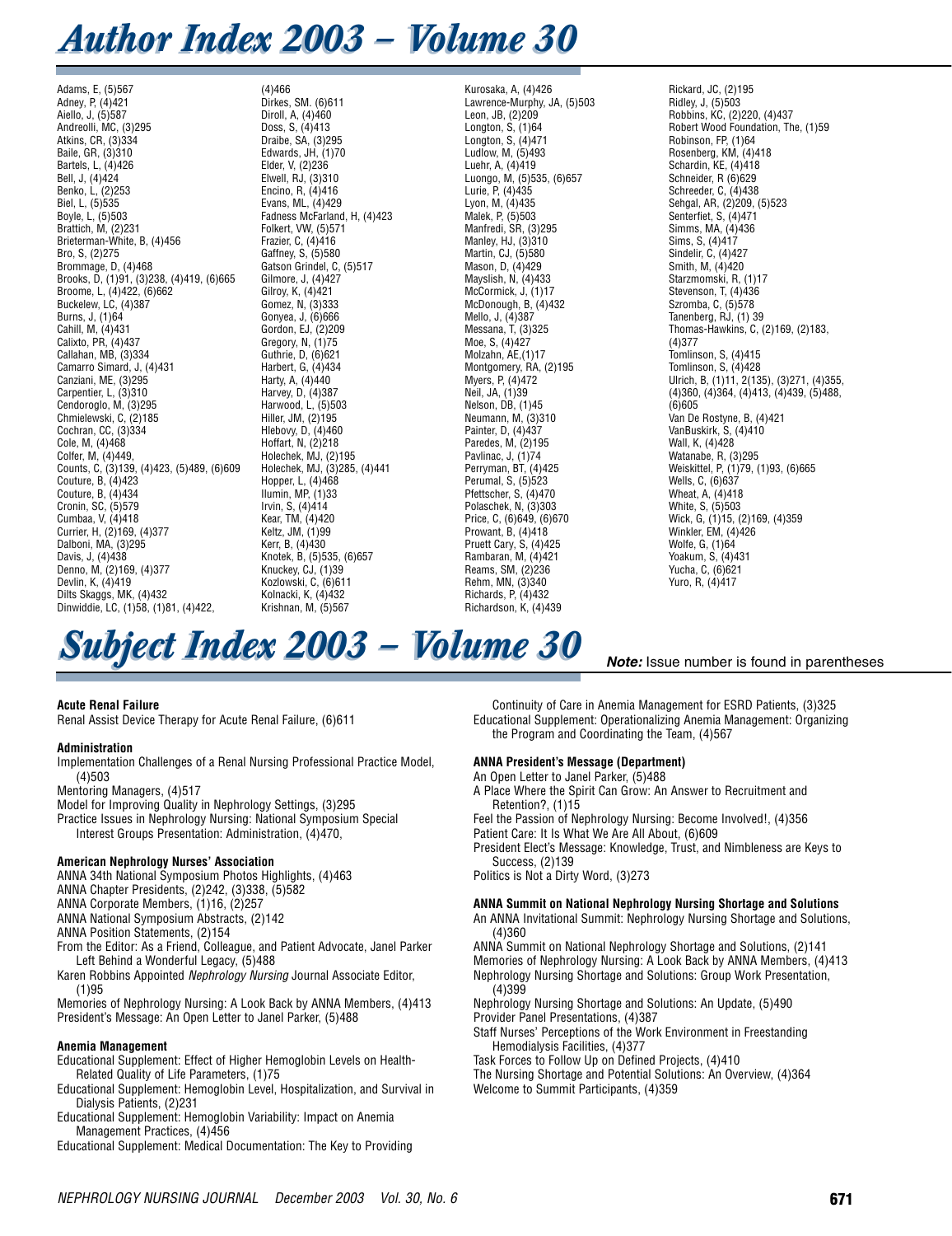# Author Index 2003 – Volume 30

Adams, E, (5)567
Adney, P, (4)421
Aiello, J, (5)587
Andreolli, MC, (3)295
Atkins, CR, (3)334
Baile, GR, (3)310
Bartels, L, (4)426
Bell, J, (4)424
Benko, L, (2)253
Biel, L, (5)535
Boyle, L, (5)503
Brattich, M, (2)231
Brieterman-White, B, (4)456
Bro, S, (2)275
Brommage, D, (4)468
Brooks, D, (1)91, (3)238, (4)419, (6)665
Broome, L, (4)422, (6)662
Buckelew, LC, (4)387
Burns, J, (1)64
Cahill, M, (4)431
Calixto, PR, (4)437
Callahan, MB, (3)334
Camarro Simard, J, (4)431
Canziani, ME, (3)295
Carpentier, L, (3)310
Cendoroglo, M, (3)295
Chmielewski, C, (2)185
Cochran, CC, (3)334
Cole, M, (4)468
Colfer, M, (4)449,
Counts, C, (3)139, (4)423, (5)489, (6)609
Couture, B, (4)423
Couture, B, (4)434
Cronin, SC, (5)579
Cumbaa, V, (4)418
Currier, H, (2)169, (4)377
Dalboni, MA, (3)295
Davis, J, (4)438
Denno, M, (2)169, (4)377
Devlin, K, (4)419
Dilts Skaggs, MK, (4)432
Dinwiddie, LC, (1)58, (1)81, (4)422, (4)466
Dirkes, SM. (6)611
Diroll, A, (4)460
Doss, S, (4)413
Draibe, SA, (3)295
Edwards, JH, (1)70
Elder, V, (2)236
Elwell, RJ, (3)310
Encino, R, (4)416
Evans, ML, (4)429
Fadness McFarland, H, (4)423
Folkert, VW, (5)571
Frazier, C, (4)416
Gaffney, S, (5)580
Gatson Grindel, C, (5)517
Gilmore, J, (4)427
Gilroy, K, (4)421
Gomez, N, (3)333
Gonyea, J, (6)666
Gordon, EJ, (2)209
Gregory, N, (1)75
Guthrie, D, (6)621
Harbert, G, (4)434
Harty, A, (4)440
Harvey, D, (4)387
Harwood, L, (5)503
Hiller, JM, (2)195
Hlebovy, D, (4)460
Hoffart, N, (2)218
Holechek, MJ, (2)195
Holechek, MJ, (3)285, (4)441
Hopper, L, (4)468
Ilumin, MP, (1)33
Irvin, S, (4)414
Kear, TM, (4)420
Keltz, JM, (1)99
Kerr, B, (4)430
Knotek, B, (5)535, (6)657
Knuckey, CJ, (1)39
Kozlowski, C, (6)611
Kolnacki, K, (4)432
Krishnan, M, (5)567
Kurosaka, A, (4)426
Lawrence-Murphy, JA, (5)503
Leon, JB, (2)209
Longton, S, (1)64
Longton, S, (4)471
Ludlow, M, (5)493
Luehr, A, (4)419
Luongo, M, (5)535, (6)657
Lurie, P, (4)435
Lyon, M, (4)435
Malek, P, (5)503
Manfredi, SR, (3)295
Manley, HJ, (3)310
Martin, CJ, (5)580
Mason, D, (4)429
Mayslish, N, (4)433
McCormick, J, (1)17
McDonough, B, (4)432
Mello, J, (4)387
Messana, T, (3)325
Moe, S, (4)427
Molzahn, AE,(1)17
Montgomery, RA, (2)195
Myers, P, (4)472
Neil, JA, (1)39
Nelson, DB, (1)45
Neumann, M, (3)310
Painter, D, (4)437
Paredes, M, (2)195
Pavlinac, J, (1)74
Perryman, BT, (4)425
Perumal, S, (5)523
Pfettscher, S, (4)470
Polaschek, N, (3)303
Price, C, (6)649, (6)670
Prowant, B, (4)418
Pruett Cary, S, (4)425
Rambaran, M, (4)421
Reams, SM, (2)236
Rehm, MN, (3)340
Richards, P, (4)432
Richardson, K, (4)439
Rickard, JC, (2)195
Ridley, J, (5)503
Robbins, KC, (2)220, (4)437
Robert Wood Foundation, The, (1)59
Robinson, FP, (1)64
Rosenberg, KM, (4)418
Schardin, KE, (4)418
Schneider, R (6)629
Schreeder, C, (4)438
Sehgal, AR, (2)209, (5)523
Senterfiet, S, (4)471
Simms, MA, (4)436
Sims, S, (4)417
Sindelir, C, (4)427
Smith, M, (4)420
Starzmomski, R, (1)17
Stevenson, T, (4)436
Szromba, C, (5)578
Tanenberg, RJ, (1) 39
Thomas-Hawkins, C, (2)169, (2)183, (4)377
Tomlinson, S, (4)415
Tomlinson, S, (4)428
Ulrich, B, (1)11, 2(135), (3)271, (4)355, (4)360, (4)364, (4)413, (4)439, (5)488, (6)605
Van De Rostyne, B, (4)421
VanBuskirk, S, (4)410
Wall, K, (4)428
Watanabe, R, (3)295
Weiskittel, P, (1)79, (1)93, (6)665
Wells, C, (6)637
Wheat, A, (4)418
White, S, (5)503
Wick, G, (1)15, (2)169, (4)359
Winkler, EM, (4)426
Wolfe, G, (1)64
Yoakum, S, (4)431
Yucha, C, (6)621
Yuro, R, (4)417

# Subject Index 2003 – Volume 30

***Note:*** Issue number is found in parentheses

**Acute Renal Failure**

Renal Assist Device Therapy for Acute Renal Failure, (6)611

**Administration**

Implementation Challenges of a Renal Nursing Professional Practice Model, (4)503

Mentoring Managers, (4)517

Model for Improving Quality in Nephrology Settings, (3)295

Practice Issues in Nephrology Nursing: National Symposium Special Interest Groups Presentation: Administration, (4)470,

**American Nephrology Nurses' Association**

ANNA 34th National Symposium Photos Highlights, (4)463

ANNA Chapter Presidents, (2)242, (3)338, (5)582

ANNA Corporate Members, (1)16, (2)257

ANNA National Symposium Abstracts, (2)142

ANNA Position Statements, (2)154

From the Editor: As a Friend, Colleague, and Patient Advocate, Janel Parker Left Behind a Wonderful Legacy, (5)488

Karen Robbins Appointed *Nephrology Nursing* Journal Associate Editor, (1)95

Memories of Nephrology Nursing: A Look Back by ANNA Members, (4)413

President's Message: An Open Letter to Janel Parker, (5)488

**Anemia Management**

Educational Supplement: Effect of Higher Hemoglobin Levels on Health-Related Quality of Life Parameters, (1)75

Educational Supplement: Hemoglobin Level, Hospitalization, and Survival in Dialysis Patients, (2)231

Educational Supplement: Hemoglobin Variability: Impact on Anemia Management Practices, (4)456

Educational Supplement: Medical Documentation: The Key to Providing Continuity of Care in Anemia Management for ESRD Patients, (3)325

Educational Supplement: Operationalizing Anemia Management: Organizing the Program and Coordinating the Team, (4)567

**ANNA President's Message (Department)**

An Open Letter to Janel Parker, (5)488

A Place Where the Spirit Can Grow: An Answer to Recruitment and Retention?, (1)15

Feel the Passion of Nephrology Nursing: Become Involved!, (4)356

Patient Care: It Is What We Are All About, (6)609

President Elect's Message: Knowledge, Trust, and Nimbleness are Keys to Success, (2)139

Politics is Not a Dirty Word, (3)273

**ANNA Summit on National Nephrology Nursing Shortage and Solutions**

An ANNA Invitational Summit: Nephrology Nursing Shortage and Solutions, (4)360

ANNA Summit on National Nephrology Shortage and Solutions, (2)141

Memories of Nephrology Nursing: A Look Back by ANNA Members, (4)413

Nephrology Nursing Shortage and Solutions: Group Work Presentation, (4)399

Nephrology Nursing Shortage and Solutions: An Update, (5)490

Provider Panel Presentations, (4)387

Staff Nurses' Perceptions of the Work Environment in Freestanding Hemodialysis Facilities, (4)377

Task Forces to Follow Up on Defined Projects, (4)410

The Nursing Shortage and Potential Solutions: An Overview, (4)364

Welcome to Summit Participants, (4)359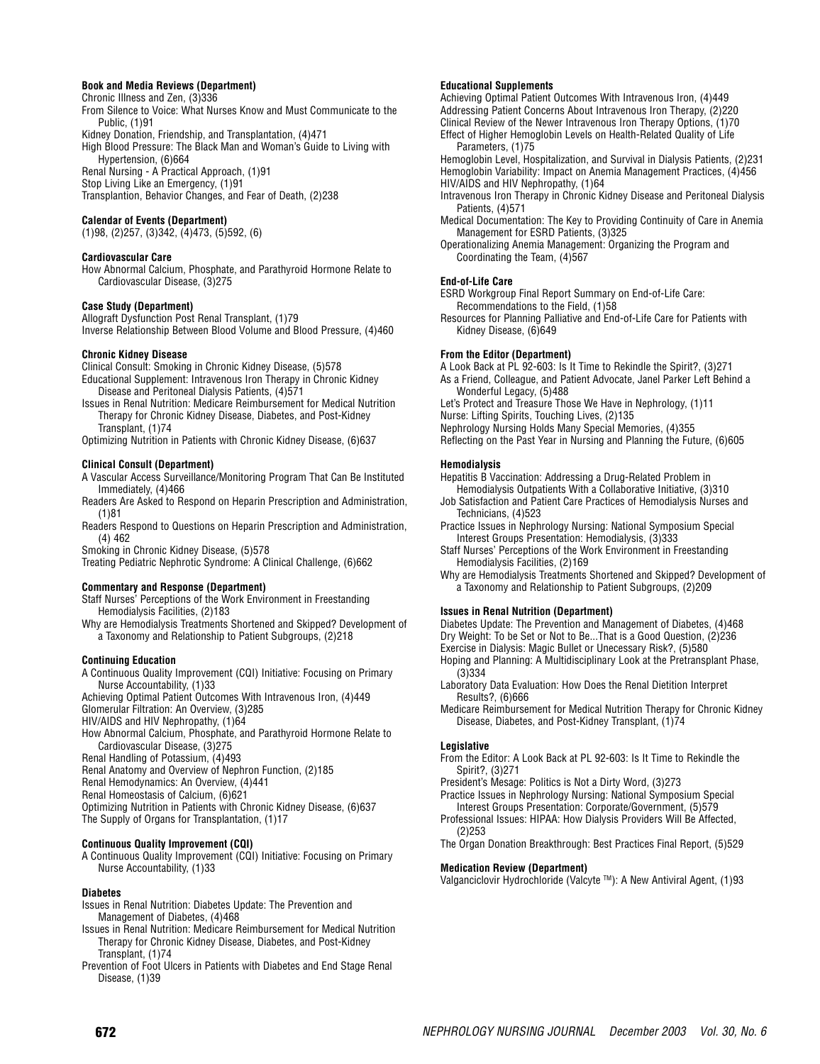**Book and Media Reviews (Department)**
Chronic Illness and Zen, (3)336
From Silence to Voice: What Nurses Know and Must Communicate to the Public, (1)91
Kidney Donation, Friendship, and Transplantation, (4)471
High Blood Pressure: The Black Man and Woman's Guide to Living with Hypertension, (6)664
Renal Nursing - A Practical Approach, (1)91
Stop Living Like an Emergency, (1)91
Transplantion, Behavior Changes, and Fear of Death, (2)238

**Calendar of Events (Department)**
(1)98, (2)257, (3)342, (4)473, (5)592, (6)

**Cardiovascular Care**
How Abnormal Calcium, Phosphate, and Parathyroid Hormone Relate to Cardiovascular Disease, (3)275

**Case Study (Department)**
Allograft Dysfunction Post Renal Transplant, (1)79
Inverse Relationship Between Blood Volume and Blood Pressure, (4)460

**Chronic Kidney Disease**
Clinical Consult: Smoking in Chronic Kidney Disease, (5)578
Educational Supplement: Intravenous Iron Therapy in Chronic Kidney Disease and Peritoneal Dialysis Patients, (4)571
Issues in Renal Nutrition: Medicare Reimbursement for Medical Nutrition Therapy for Chronic Kidney Disease, Diabetes, and Post-Kidney Transplant, (1)74
Optimizing Nutrition in Patients with Chronic Kidney Disease, (6)637

**Clinical Consult (Department)**
A Vascular Access Surveillance/Monitoring Program That Can Be Instituted Immediately, (4)466
Readers Are Asked to Respond on Heparin Prescription and Administration, (1)81
Readers Respond to Questions on Heparin Prescription and Administration, (4) 462
Smoking in Chronic Kidney Disease, (5)578
Treating Pediatric Nephrotic Syndrome: A Clinical Challenge, (6)662

**Commentary and Response (Department)**
Staff Nurses' Perceptions of the Work Environment in Freestanding Hemodialysis Facilities, (2)183
Why are Hemodialysis Treatments Shortened and Skipped? Development of a Taxonomy and Relationship to Patient Subgroups, (2)218

**Continuing Education**
A Continuous Quality Improvement (CQI) Initiative: Focusing on Primary Nurse Accountability, (1)33
Achieving Optimal Patient Outcomes With Intravenous Iron, (4)449
Glomerular Filtration: An Overview, (3)285
HIV/AIDS and HIV Nephropathy, (1)64
How Abnormal Calcium, Phosphate, and Parathyroid Hormone Relate to Cardiovascular Disease, (3)275
Renal Handling of Potassium, (4)493
Renal Anatomy and Overview of Nephron Function, (2)185
Renal Hemodynamics: An Overview, (4)441
Renal Homeostasis of Calcium, (6)621
Optimizing Nutrition in Patients with Chronic Kidney Disease, (6)637
The Supply of Organs for Transplantation, (1)17

**Continuous Quality Improvement (CQI)**
A Continuous Quality Improvement (CQI) Initiative: Focusing on Primary Nurse Accountability, (1)33

**Diabetes**
Issues in Renal Nutrition: Diabetes Update: The Prevention and Management of Diabetes, (4)468
Issues in Renal Nutrition: Medicare Reimbursement for Medical Nutrition Therapy for Chronic Kidney Disease, Diabetes, and Post-Kidney Transplant, (1)74
Prevention of Foot Ulcers in Patients with Diabetes and End Stage Renal Disease, (1)39

**Educational Supplements**
Achieving Optimal Patient Outcomes With Intravenous Iron, (4)449
Addressing Patient Concerns About Intravenous Iron Therapy, (2)220
Clinical Review of the Newer Intravenous Iron Therapy Options, (1)70
Effect of Higher Hemoglobin Levels on Health-Related Quality of Life Parameters, (1)75
Hemoglobin Level, Hospitalization, and Survival in Dialysis Patients, (2)231
Hemoglobin Variability: Impact on Anemia Management Practices, (4)456
HIV/AIDS and HIV Nephropathy, (1)64
Intravenous Iron Therapy in Chronic Kidney Disease and Peritoneal Dialysis Patients, (4)571
Medical Documentation: The Key to Providing Continuity of Care in Anemia Management for ESRD Patients, (3)325
Operationalizing Anemia Management: Organizing the Program and Coordinating the Team, (4)567

**End-of-Life Care**
ESRD Workgroup Final Report Summary on End-of-Life Care: Recommendations to the Field, (1)58
Resources for Planning Palliative and End-of-Life Care for Patients with Kidney Disease, (6)649

**From the Editor (Department)**
A Look Back at PL 92-603: Is It Time to Rekindle the Spirit?, (3)271
As a Friend, Colleague, and Patient Advocate, Janel Parker Left Behind a Wonderful Legacy, (5)488
Let's Protect and Treasure Those We Have in Nephrology, (1)11
Nurse: Lifting Spirits, Touching Lives, (2)135
Nephrology Nursing Holds Many Special Memories, (4)355
Reflecting on the Past Year in Nursing and Planning the Future, (6)605

**Hemodialysis**
Hepatitis B Vaccination: Addressing a Drug-Related Problem in Hemodialysis Outpatients With a Collaborative Initiative, (3)310
Job Satisfaction and Patient Care Practices of Hemodialysis Nurses and Technicians, (4)523
Practice Issues in Nephrology Nursing: National Symposium Special Interest Groups Presentation: Hemodialysis, (3)333
Staff Nurses' Perceptions of the Work Environment in Freestanding Hemodialysis Facilities, (2)169
Why are Hemodialysis Treatments Shortened and Skipped? Development of a Taxonomy and Relationship to Patient Subgroups, (2)209

**Issues in Renal Nutrition (Department)**
Diabetes Update: The Prevention and Management of Diabetes, (4)468
Dry Weight: To be Set or Not to Be...That is a Good Question, (2)236
Exercise in Dialysis: Magic Bullet or Unecessary Risk?, (5)580
Hoping and Planning: A Multidisciplinary Look at the Pretransplant Phase, (3)334
Laboratory Data Evaluation: How Does the Renal Dietition Interpret Results?, (6)666
Medicare Reimbursement for Medical Nutrition Therapy for Chronic Kidney Disease, Diabetes, and Post-Kidney Transplant, (1)74

**Legislative**
From the Editor: A Look Back at PL 92-603: Is It Time to Rekindle the Spirit?, (3)271
President's Mesage: Politics is Not a Dirty Word, (3)273
Practice Issues in Nephrology Nursing: National Symposium Special Interest Groups Presentation: Corporate/Government, (5)579
Professional Issues: HIPAA: How Dialysis Providers Will Be Affected, (2)253
The Organ Donation Breakthrough: Best Practices Final Report, (5)529

**Medication Review (Department)**
Valganciclovir Hydrochloride (Valcyte ™): A New Antiviral Agent, (1)93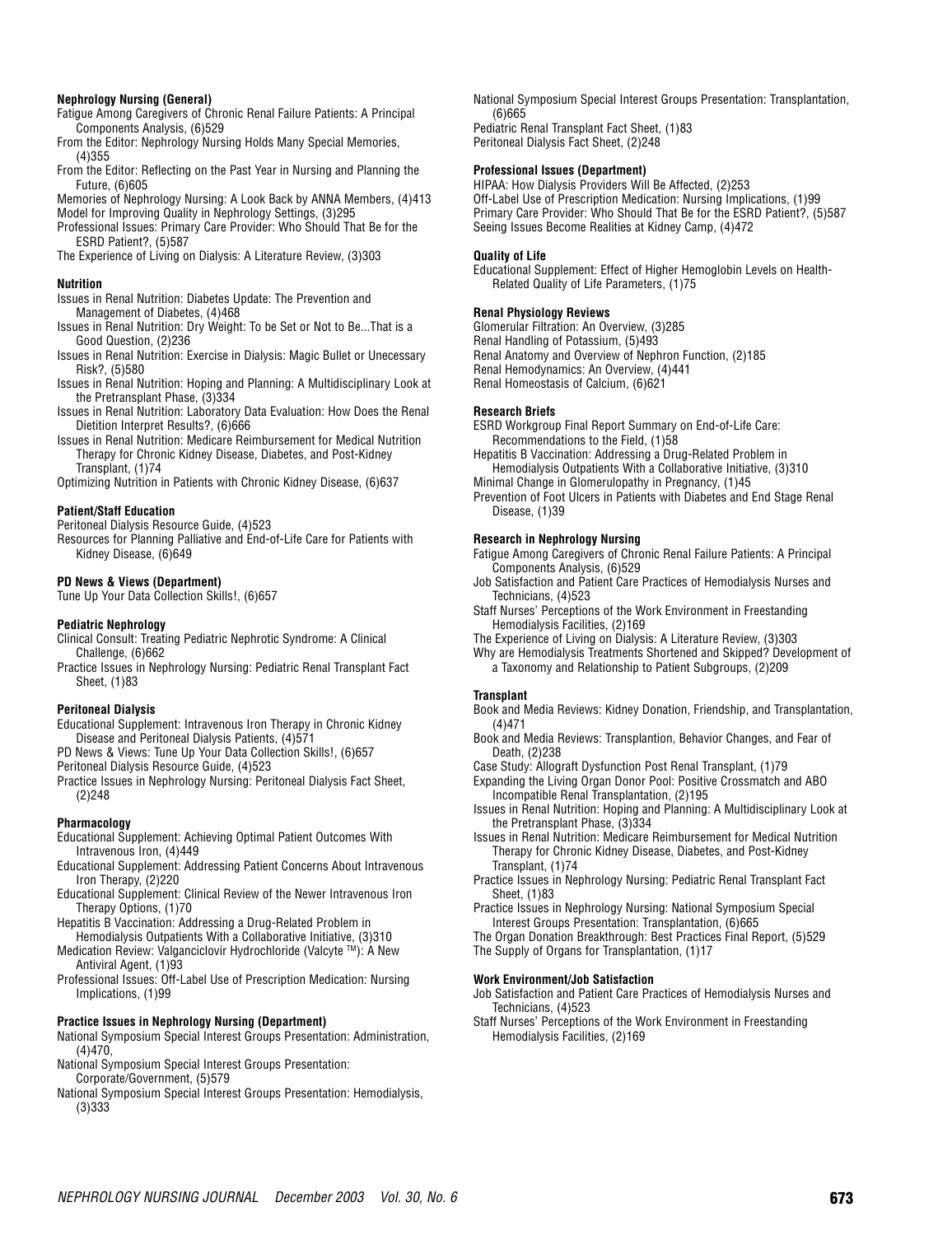**Nephrology Nursing (General)**

Fatigue Among Caregivers of Chronic Renal Failure Patients: A Principal Components Analysis, (6)529
From the Editor: Nephrology Nursing Holds Many Special Memories, (4)355
From the Editor: Reflecting on the Past Year in Nursing and Planning the Future, (6)605
Memories of Nephrology Nursing: A Look Back by ANNA Members, (4)413
Model for Improving Quality in Nephrology Settings, (3)295
Professional Issues: Primary Care Provider: Who Should That Be for the ESRD Patient?, (5)587
The Experience of Living on Dialysis: A Literature Review, (3)303

**Nutrition**

Issues in Renal Nutrition: Diabetes Update: The Prevention and Management of Diabetes, (4)468
Issues in Renal Nutrition: Dry Weight: To be Set or Not to Be...That is a Good Question, (2)236
Issues in Renal Nutrition: Exercise in Dialysis: Magic Bullet or Unecessary Risk?, (5)580
Issues in Renal Nutrition: Hoping and Planning: A Multidisciplinary Look at the Pretransplant Phase, (3)334
Issues in Renal Nutrition: Laboratory Data Evaluation: How Does the Renal Dietition Interpret Results?, (6)666
Issues in Renal Nutrition: Medicare Reimbursement for Medical Nutrition Therapy for Chronic Kidney Disease, Diabetes, and Post-Kidney Transplant, (1)74
Optimizing Nutrition in Patients with Chronic Kidney Disease, (6)637

**Patient/Staff Education**

Peritoneal Dialysis Resource Guide, (4)523
Resources for Planning Palliative and End-of-Life Care for Patients with Kidney Disease, (6)649

**PD News & Views (Department)**

Tune Up Your Data Collection Skills!, (6)657

**Pediatric Nephrology**

Clinical Consult: Treating Pediatric Nephrotic Syndrome: A Clinical Challenge, (6)662
Practice Issues in Nephrology Nursing: Pediatric Renal Transplant Fact Sheet, (1)83

**Peritoneal Dialysis**

Educational Supplement: Intravenous Iron Therapy in Chronic Kidney Disease and Peritoneal Dialysis Patients, (4)571
PD News & Views: Tune Up Your Data Collection Skills!, (6)657
Peritoneal Dialysis Resource Guide, (4)523
Practice Issues in Nephrology Nursing: Peritoneal Dialysis Fact Sheet, (2)248

**Pharmacology**

Educational Supplement: Achieving Optimal Patient Outcomes With Intravenous Iron, (4)449
Educational Supplement: Addressing Patient Concerns About Intravenous Iron Therapy, (2)220
Educational Supplement: Clinical Review of the Newer Intravenous Iron Therapy Options, (1)70
Hepatitis B Vaccination: Addressing a Drug-Related Problem in Hemodialysis Outpatients With a Collaborative Initiative, (3)310
Medication Review: Valganciclovir Hydrochloride (Valcyte ™): A New Antiviral Agent, (1)93
Professional Issues: Off-Label Use of Prescription Medication: Nursing Implications, (1)99

**Practice Issues in Nephrology Nursing (Department)**

National Symposium Special Interest Groups Presentation: Administration, (4)470,
National Symposium Special Interest Groups Presentation: Corporate/Government, (5)579
National Symposium Special Interest Groups Presentation: Hemodialysis, (3)333
National Symposium Special Interest Groups Presentation: Transplantation, (6)665
Pediatric Renal Transplant Fact Sheet, (1)83
Peritoneal Dialysis Fact Sheet, (2)248

**Professional Issues (Department)**

HIPAA: How Dialysis Providers Will Be Affected, (2)253
Off-Label Use of Prescription Medication: Nursing Implications, (1)99
Primary Care Provider: Who Should That Be for the ESRD Patient?, (5)587
Seeing Issues Become Realities at Kidney Camp, (4)472

**Quality of Life**

Educational Supplement: Effect of Higher Hemoglobin Levels on Health-Related Quality of Life Parameters, (1)75

**Renal Physiology Reviews**

Glomerular Filtration: An Overview, (3)285
Renal Handling of Potassium, (5)493
Renal Anatomy and Overview of Nephron Function, (2)185
Renal Hemodynamics: An Overview, (4)441
Renal Homeostasis of Calcium, (6)621

**Research Briefs**

ESRD Workgroup Final Report Summary on End-of-Life Care: Recommendations to the Field, (1)58
Hepatitis B Vaccination: Addressing a Drug-Related Problem in Hemodialysis Outpatients With a Collaborative Initiative, (3)310
Minimal Change in Glomerulopathy in Pregnancy, (1)45
Prevention of Foot Ulcers in Patients with Diabetes and End Stage Renal Disease, (1)39

**Research in Nephrology Nursing**

Fatigue Among Caregivers of Chronic Renal Failure Patients: A Principal Components Analysis, (6)529
Job Satisfaction and Patient Care Practices of Hemodialysis Nurses and Technicians, (4)523
Staff Nurses' Perceptions of the Work Environment in Freestanding Hemodialysis Facilities, (2)169
The Experience of Living on Dialysis: A Literature Review, (3)303
Why are Hemodialysis Treatments Shortened and Skipped? Development of a Taxonomy and Relationship to Patient Subgroups, (2)209

**Transplant**

Book and Media Reviews: Kidney Donation, Friendship, and Transplantation, (4)471
Book and Media Reviews: Transplantion, Behavior Changes, and Fear of Death, (2)238
Case Study: Allograft Dysfunction Post Renal Transplant, (1)79
Expanding the Living Organ Donor Pool: Positive Crossmatch and ABO Incompatible Renal Transplantation, (2)195
Issues in Renal Nutrition: Hoping and Planning: A Multidisciplinary Look at the Pretransplant Phase, (3)334
Issues in Renal Nutrition: Medicare Reimbursement for Medical Nutrition Therapy for Chronic Kidney Disease, Diabetes, and Post-Kidney Transplant, (1)74
Practice Issues in Nephrology Nursing: Pediatric Renal Transplant Fact Sheet, (1)83
Practice Issues in Nephrology Nursing: National Symposium Special Interest Groups Presentation: Transplantation, (6)665
The Organ Donation Breakthrough: Best Practices Final Report, (5)529
The Supply of Organs for Transplantation, (1)17

**Work Environment/Job Satisfaction**

Job Satisfaction and Patient Care Practices of Hemodialysis Nurses and Technicians, (4)523
Staff Nurses' Perceptions of the Work Environment in Freestanding Hemodialysis Facilities, (2)169